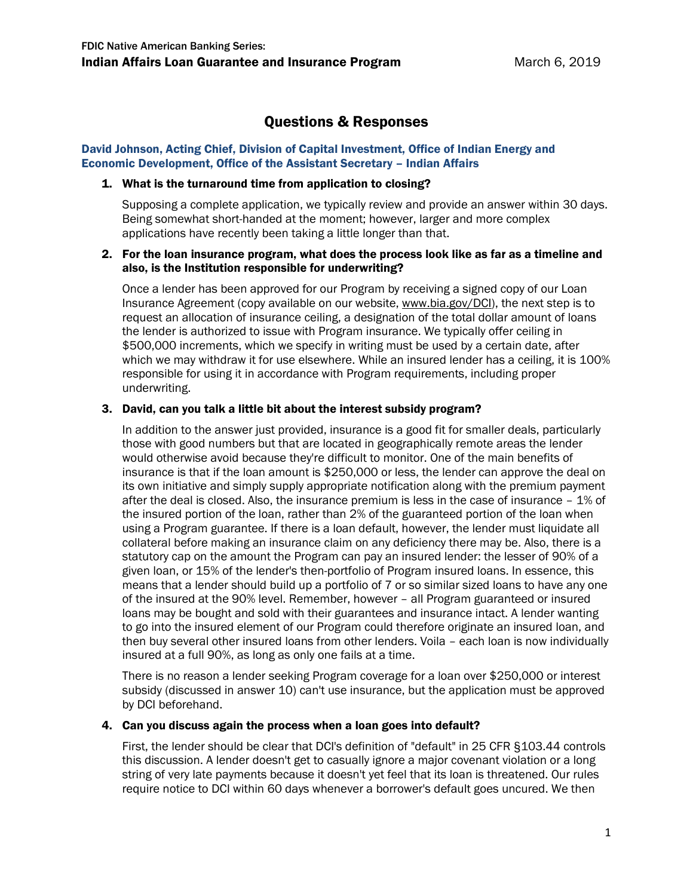FDIC Native American Banking Series:
**Indian Affairs Loan Guarantee and Insurance Program** March 6, 2019

# Questions & Responses

## David Johnson, Acting Chief, Division of Capital Investment, Office of Indian Energy and Economic Development, Office of the Assistant Secretary – Indian Affairs

1. **What is the turnaround time from application to closing?**

   Supposing a complete application, we typically review and provide an answer within 30 days. Being somewhat short-handed at the moment; however, larger and more complex applications have recently been taking a little longer than that.

2. **For the loan insurance program, what does the process look like as far as a timeline and also, is the Institution responsible for underwriting?**

   Once a lender has been approved for our Program by receiving a signed copy of our Loan Insurance Agreement (copy available on our website, www.bia.gov/DCI), the next step is to request an allocation of insurance ceiling, a designation of the total dollar amount of loans the lender is authorized to issue with Program insurance. We typically offer ceiling in $500,000 increments, which we specify in writing must be used by a certain date, after which we may withdraw it for use elsewhere. While an insured lender has a ceiling, it is 100% responsible for using it in accordance with Program requirements, including proper underwriting.

3. **David, can you talk a little bit about the interest subsidy program?**

   In addition to the answer just provided, insurance is a good fit for smaller deals, particularly those with good numbers but that are located in geographically remote areas the lender would otherwise avoid because they're difficult to monitor. One of the main benefits of insurance is that if the loan amount is $250,000 or less, the lender can approve the deal on its own initiative and simply supply appropriate notification along with the premium payment after the deal is closed. Also, the insurance premium is less in the case of insurance – 1% of the insured portion of the loan, rather than 2% of the guaranteed portion of the loan when using a Program guarantee. If there is a loan default, however, the lender must liquidate all collateral before making an insurance claim on any deficiency there may be. Also, there is a statutory cap on the amount the Program can pay an insured lender: the lesser of 90% of a given loan, or 15% of the lender's then-portfolio of Program insured loans. In essence, this means that a lender should build up a portfolio of 7 or so similar sized loans to have any one of the insured at the 90% level. Remember, however – all Program guaranteed or insured loans may be bought and sold with their guarantees and insurance intact. A lender wanting to go into the insured element of our Program could therefore originate an insured loan, and then buy several other insured loans from other lenders. Voila – each loan is now individually insured at a full 90%, as long as only one fails at a time.

   There is no reason a lender seeking Program coverage for a loan over $250,000 or interest subsidy (discussed in answer 10) can't use insurance, but the application must be approved by DCI beforehand.

4. **Can you discuss again the process when a loan goes into default?**

   First, the lender should be clear that DCI's definition of "default" in 25 CFR §103.44 controls this discussion. A lender doesn't get to casually ignore a major covenant violation or a long string of very late payments because it doesn't yet feel that its loan is threatened. Our rules require notice to DCI within 60 days whenever a borrower's default goes uncured. We then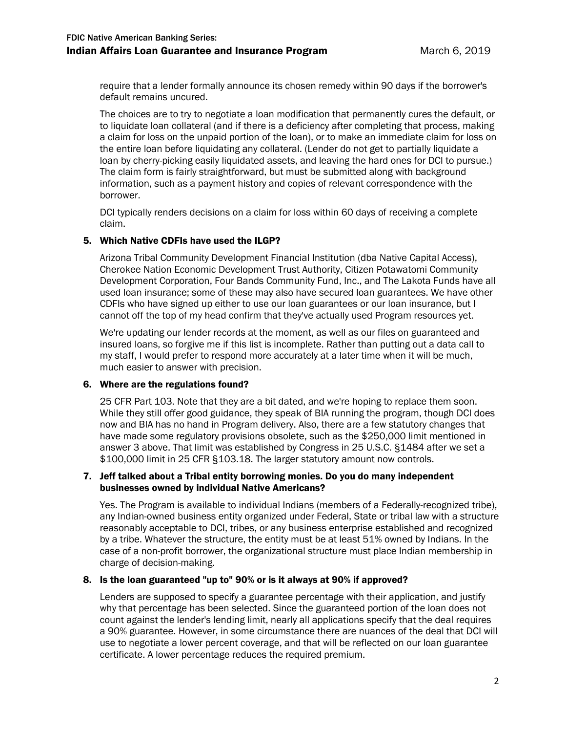require that a lender formally announce its chosen remedy within 90 days if the borrower's default remains uncured.

The choices are to try to negotiate a loan modification that permanently cures the default, or to liquidate loan collateral (and if there is a deficiency after completing that process, making a claim for loss on the unpaid portion of the loan), or to make an immediate claim for loss on the entire loan before liquidating any collateral. (Lender do not get to partially liquidate a loan by cherry-picking easily liquidated assets, and leaving the hard ones for DCI to pursue.) The claim form is fairly straightforward, but must be submitted along with background information, such as a payment history and copies of relevant correspondence with the borrower.

DCI typically renders decisions on a claim for loss within 60 days of receiving a complete claim.

### 5. Which Native CDFIs have used the ILGP?

Arizona Tribal Community Development Financial Institution (dba Native Capital Access), Cherokee Nation Economic Development Trust Authority, Citizen Potawatomi Community Development Corporation, Four Bands Community Fund, Inc., and The Lakota Funds have all used loan insurance; some of these may also have secured loan guarantees. We have other CDFIs who have signed up either to use our loan guarantees or our loan insurance, but I cannot off the top of my head confirm that they've actually used Program resources yet.

We're updating our lender records at the moment, as well as our files on guaranteed and insured loans, so forgive me if this list is incomplete. Rather than putting out a data call to my staff, I would prefer to respond more accurately at a later time when it will be much, much easier to answer with precision.

### 6. Where are the regulations found?

25 CFR Part 103. Note that they are a bit dated, and we're hoping to replace them soon. While they still offer good guidance, they speak of BIA running the program, though DCI does now and BIA has no hand in Program delivery. Also, there are a few statutory changes that have made some regulatory provisions obsolete, such as the $250,000 limit mentioned in answer 3 above. That limit was established by Congress in 25 U.S.C. §1484 after we set a $100,000 limit in 25 CFR §103.18. The larger statutory amount now controls.

### 7. Jeff talked about a Tribal entity borrowing monies. Do you do many independent businesses owned by individual Native Americans?

Yes. The Program is available to individual Indians (members of a Federally-recognized tribe), any Indian-owned business entity organized under Federal, State or tribal law with a structure reasonably acceptable to DCI, tribes, or any business enterprise established and recognized by a tribe. Whatever the structure, the entity must be at least 51% owned by Indians. In the case of a non-profit borrower, the organizational structure must place Indian membership in charge of decision-making.

### 8. Is the loan guaranteed "up to" 90% or is it always at 90% if approved?

Lenders are supposed to specify a guarantee percentage with their application, and justify why that percentage has been selected. Since the guaranteed portion of the loan does not count against the lender's lending limit, nearly all applications specify that the deal requires a 90% guarantee. However, in some circumstance there are nuances of the deal that DCI will use to negotiate a lower percent coverage, and that will be reflected on our loan guarantee certificate. A lower percentage reduces the required premium.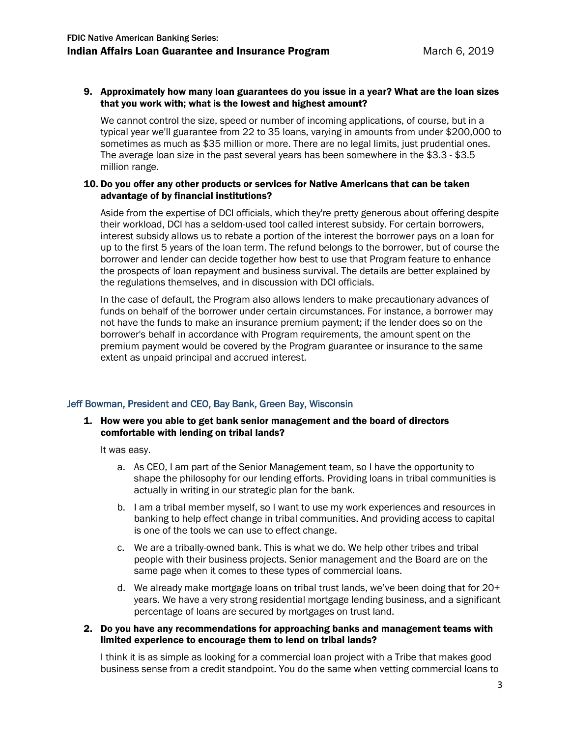9. **Approximately how many loan guarantees do you issue in a year? What are the loan sizes that you work with; what is the lowest and highest amount?**

   We cannot control the size, speed or number of incoming applications, of course, but in a typical year we'll guarantee from 22 to 35 loans, varying in amounts from under $200,000 to sometimes as much as $35 million or more. There are no legal limits, just prudential ones. The average loan size in the past several years has been somewhere in the $3.3 - $3.5 million range.

10. **Do you offer any other products or services for Native Americans that can be taken advantage of by financial institutions?**

    Aside from the expertise of DCI officials, which they're pretty generous about offering despite their workload, DCI has a seldom-used tool called interest subsidy. For certain borrowers, interest subsidy allows us to rebate a portion of the interest the borrower pays on a loan for up to the first 5 years of the loan term. The refund belongs to the borrower, but of course the borrower and lender can decide together how best to use that Program feature to enhance the prospects of loan repayment and business survival. The details are better explained by the regulations themselves, and in discussion with DCI officials.

    In the case of default, the Program also allows lenders to make precautionary advances of funds on behalf of the borrower under certain circumstances. For instance, a borrower may not have the funds to make an insurance premium payment; if the lender does so on the borrower's behalf in accordance with Program requirements, the amount spent on the premium payment would be covered by the Program guarantee or insurance to the same extent as unpaid principal and accrued interest.

### Jeff Bowman, President and CEO, Bay Bank, Green Bay, Wisconsin

1. **How were you able to get bank senior management and the board of directors comfortable with lending on tribal lands?**

   It was easy.

   a. As CEO, I am part of the Senior Management team, so I have the opportunity to shape the philosophy for our lending efforts. Providing loans in tribal communities is actually in writing in our strategic plan for the bank.

   b. I am a tribal member myself, so I want to use my work experiences and resources in banking to help effect change in tribal communities. And providing access to capital is one of the tools we can use to effect change.

   c. We are a tribally-owned bank. This is what we do. We help other tribes and tribal people with their business projects. Senior management and the Board are on the same page when it comes to these types of commercial loans.

   d. We already make mortgage loans on tribal trust lands, we've been doing that for 20+ years. We have a very strong residential mortgage lending business, and a significant percentage of loans are secured by mortgages on trust land.

2. **Do you have any recommendations for approaching banks and management teams with limited experience to encourage them to lend on tribal lands?**

   I think it is as simple as looking for a commercial loan project with a Tribe that makes good business sense from a credit standpoint. You do the same when vetting commercial loans to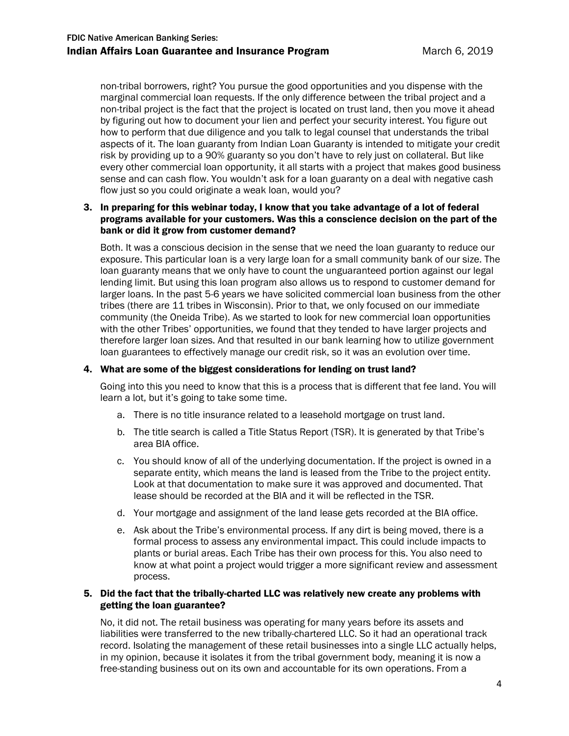non-tribal borrowers, right? You pursue the good opportunities and you dispense with the marginal commercial loan requests. If the only difference between the tribal project and a non-tribal project is the fact that the project is located on trust land, then you move it ahead by figuring out how to document your lien and perfect your security interest. You figure out how to perform that due diligence and you talk to legal counsel that understands the tribal aspects of it. The loan guaranty from Indian Loan Guaranty is intended to mitigate your credit risk by providing up to a 90% guaranty so you don't have to rely just on collateral. But like every other commercial loan opportunity, it all starts with a project that makes good business sense and can cash flow. You wouldn't ask for a loan guaranty on a deal with negative cash flow just so you could originate a weak loan, would you?

3. **In preparing for this webinar today, I know that you take advantage of a lot of federal programs available for your customers. Was this a conscience decision on the part of the bank or did it grow from customer demand?**

   Both. It was a conscious decision in the sense that we need the loan guaranty to reduce our exposure. This particular loan is a very large loan for a small community bank of our size. The loan guaranty means that we only have to count the unguaranteed portion against our legal lending limit. But using this loan program also allows us to respond to customer demand for larger loans. In the past 5-6 years we have solicited commercial loan business from the other tribes (there are 11 tribes in Wisconsin). Prior to that, we only focused on our immediate community (the Oneida Tribe). As we started to look for new commercial loan opportunities with the other Tribes' opportunities, we found that they tended to have larger projects and therefore larger loan sizes. And that resulted in our bank learning how to utilize government loan guarantees to effectively manage our credit risk, so it was an evolution over time.

4. **What are some of the biggest considerations for lending on trust land?**

   Going into this you need to know that this is a process that is different that fee land. You will learn a lot, but it's going to take some time.

   a. There is no title insurance related to a leasehold mortgage on trust land.

   b. The title search is called a Title Status Report (TSR). It is generated by that Tribe's area BIA office.

   c. You should know of all of the underlying documentation. If the project is owned in a separate entity, which means the land is leased from the Tribe to the project entity. Look at that documentation to make sure it was approved and documented. That lease should be recorded at the BIA and it will be reflected in the TSR.

   d. Your mortgage and assignment of the land lease gets recorded at the BIA office.

   e. Ask about the Tribe's environmental process. If any dirt is being moved, there is a formal process to assess any environmental impact. This could include impacts to plants or burial areas. Each Tribe has their own process for this. You also need to know at what point a project would trigger a more significant review and assessment process.

5. **Did the fact that the tribally-charted LLC was relatively new create any problems with getting the loan guarantee?**

   No, it did not. The retail business was operating for many years before its assets and liabilities were transferred to the new tribally-chartered LLC. So it had an operational track record. Isolating the management of these retail businesses into a single LLC actually helps, in my opinion, because it isolates it from the tribal government body, meaning it is now a free-standing business out on its own and accountable for its own operations. From a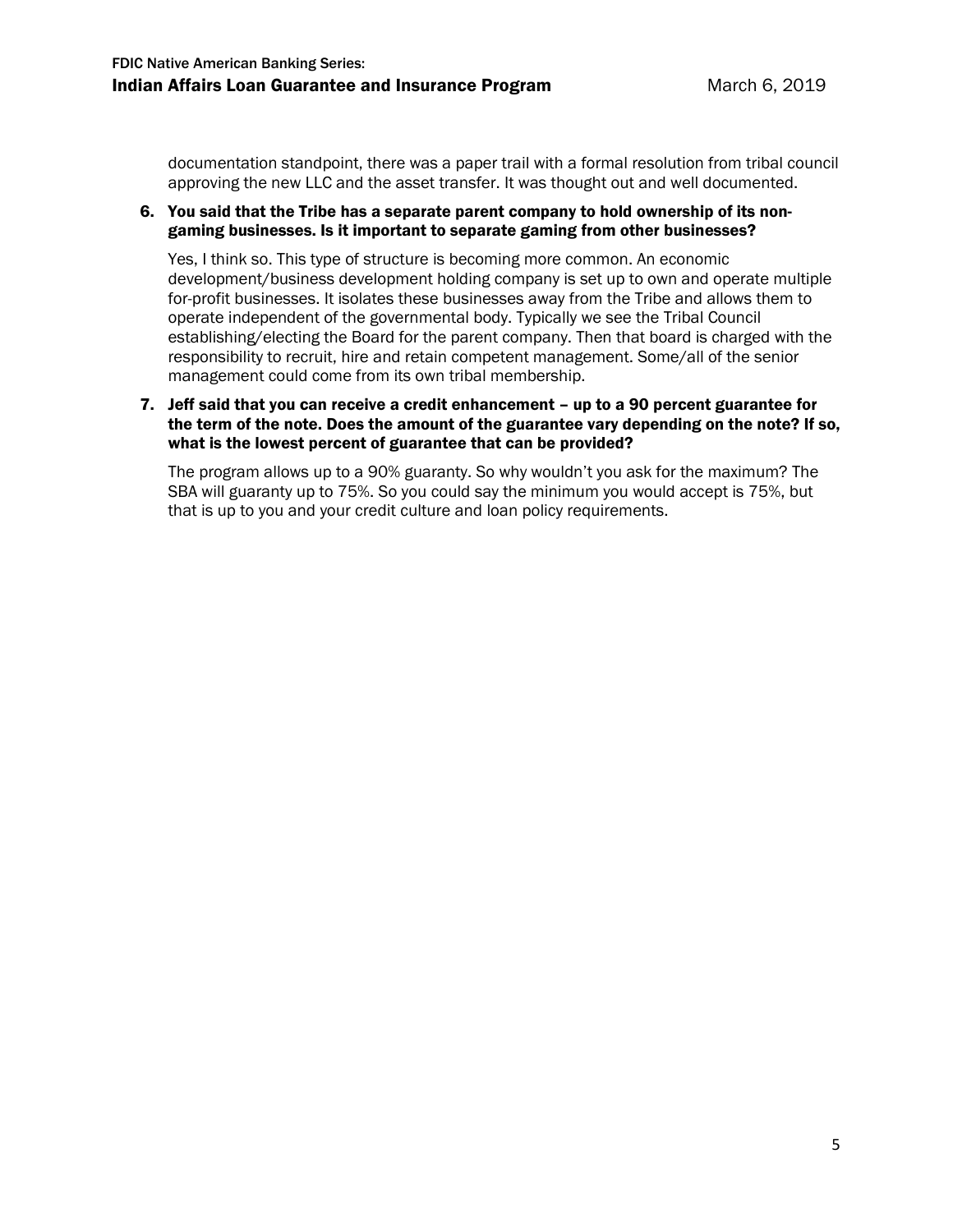documentation standpoint, there was a paper trail with a formal resolution from tribal council approving the new LLC and the asset transfer. It was thought out and well documented.

6. **You said that the Tribe has a separate parent company to hold ownership of its non-gaming businesses. Is it important to separate gaming from other businesses?**

   Yes, I think so. This type of structure is becoming more common. An economic development/business development holding company is set up to own and operate multiple for-profit businesses. It isolates these businesses away from the Tribe and allows them to operate independent of the governmental body. Typically we see the Tribal Council establishing/electing the Board for the parent company. Then that board is charged with the responsibility to recruit, hire and retain competent management. Some/all of the senior management could come from its own tribal membership.

7. **Jeff said that you can receive a credit enhancement – up to a 90 percent guarantee for the term of the note. Does the amount of the guarantee vary depending on the note? If so, what is the lowest percent of guarantee that can be provided?**

   The program allows up to a 90% guaranty. So why wouldn't you ask for the maximum? The SBA will guaranty up to 75%. So you could say the minimum you would accept is 75%, but that is up to you and your credit culture and loan policy requirements.